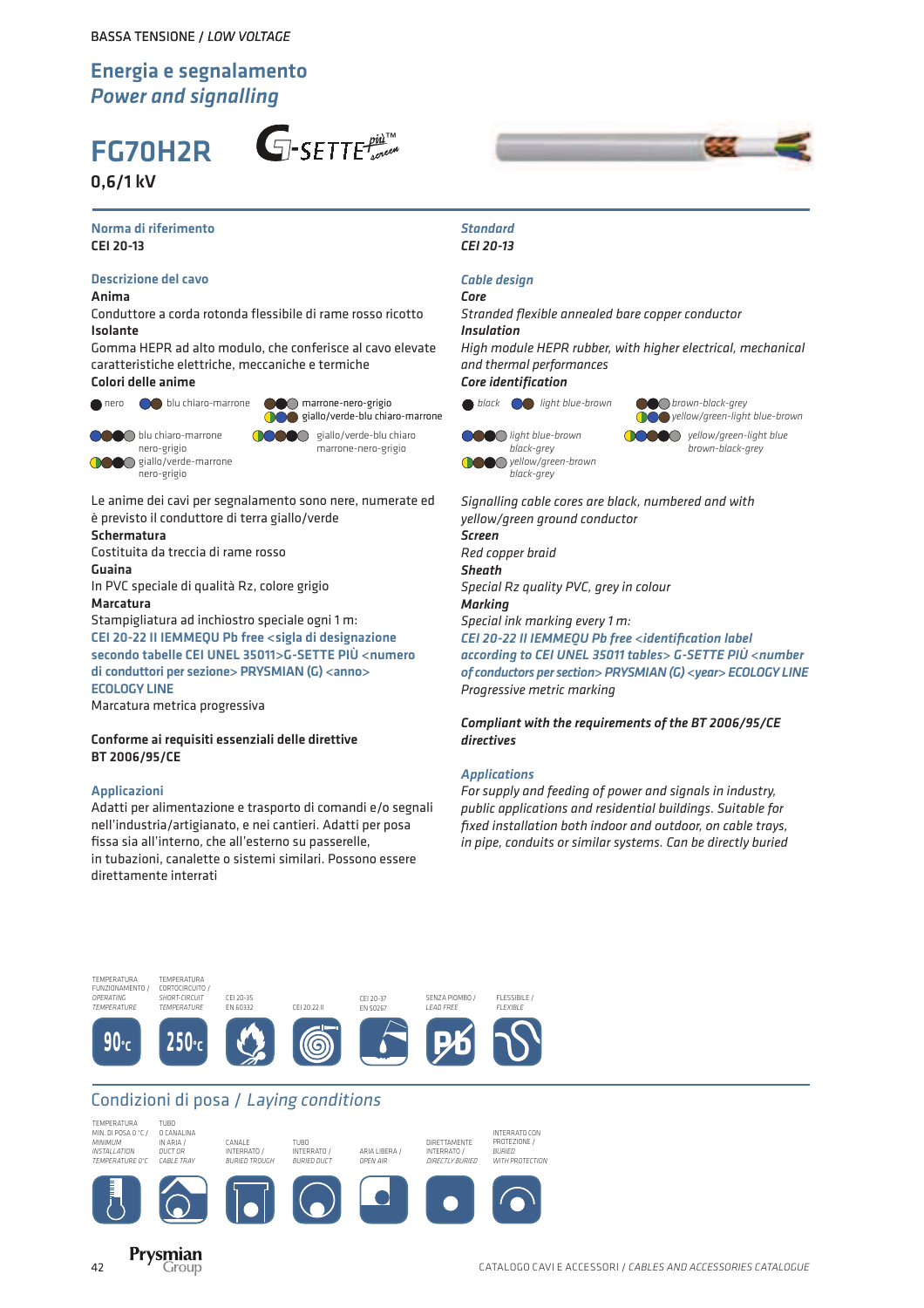BASSA TENSIONE / *LOW VOLTAGE*

# Energia e segnalamento
# *Power and signalling*

## FG7OH2R

G-SETTE più™ screen

**0,6/1 kV**

### Norma di riferimento
**CEI 20-13**

### Descrizione del cavo

**Anima**
Conduttore a corda rotonda flessibile di rame rosso ricotto

**Isolante**
Gomma HEPR ad alto modulo, che conferisce al cavo elevate caratteristiche elettriche, meccaniche e termiche

**Colori delle anime**

- nero
- blu chiaro-marrone
- marrone-nero-grigio
- giallo/verde-blu chiaro-marrone
- blu chiaro-marrone nero-grigio
- giallo/verde-blu chiaro marrone-nero-grigio
- giallo/verde-marrone nero-grigio

Le anime dei cavi per segnalamento sono nere, numerate ed è previsto il conduttore di terra giallo/verde

**Schermatura**
Costituita da treccia di rame rosso

**Guaina**
In PVC speciale di qualità Rz, colore grigio

**Marcatura**
Stampigliatura ad inchiostro speciale ogni 1 m:
**CEI 20-22 II IEMMEQU Pb free <sigla di designazione secondo tabelle CEI UNEL 35011>G-SETTE PIÙ <numero di conduttori per sezione> PRYSMIAN (G) <anno> ECOLOGY LINE**
Marcatura metrica progressiva

**Conforme ai requisiti essenziali delle direttive BT 2006/95/CE**

### Applicazioni
Adatti per alimentazione e trasporto di comandi e/o segnali nell'industria/artigianato, e nei cantieri. Adatti per posa fissa sia all'interno, che all'esterno su passerelle, in tubazioni, canalette o sistemi similari. Possono essere direttamente interrati

### *Standard*
***CEI 20-13***

### *Cable design*

***Core***
*Stranded flexible annealed bare copper conductor*

***Insulation***
*High module HEPR rubber, with higher electrical, mechanical and thermal performances*

***Core identification***

- *black*
- *light blue-brown*
- *brown-black-grey*
- *yellow/green-light blue-brown*
- *light blue-brown black-grey*
- *yellow/green-light blue brown-black-grey*
- *yellow/green-brown black-grey*

*Signalling cable cores are black, numbered and with yellow/green ground conductor*

***Screen***
*Red copper braid*

***Sheath***
*Special Rz quality PVC, grey in colour*

***Marking***
*Special ink marking every 1 m:*
***CEI 20-22 II IEMMEQU Pb free <identification label according to CEI UNEL 35011 tables> G-SETTE PIÙ <number of conductors per section> PRYSMIAN (G) <year> ECOLOGY LINE***
*Progressive metric marking*

***Compliant with the requirements of the BT 2006/95/CE directives***

### *Applications*
*For supply and feeding of power and signals in industry, public applications and residential buildings. Suitable for fixed installation both indoor and outdoor, on cable trays, in pipe, conduits or similar systems. Can be directly buried*

| TEMPERATURA FUNZIONAMENTO / *OPERATING TEMPERATURE* | TEMPERATURA CORTOCIRCUITO / *SHORT-CIRCUIT TEMPERATURE* | CEI 20-35 EN 60332 | CEI 20.22 II | CEI 20-37 EN 50267 | SENZA PIOMBO / *LEAD FREE* | FLESSIBILE / *FLEXIBLE* |
|---|---|---|---|---|---|---|
| 90 °C | 250 °C | | | | | |

## Condizioni di posa / *Laying conditions*

| TEMPERATURA MIN. DI POSA 0 °C / *MINIMUM INSTALLATION TEMPERATURE 0 °C* | TUBO O CANALINA IN ARIA / *DUCT OR CABLE TRAY* | CANALE INTERRATO / *BURIED TROUGH* | TUBO INTERRATO / *BURIED DUCT* | ARIA LIBERA / *OPEN AIR* | DIRETTAMENTE INTERRATO / *DIRECTLY BURIED* | INTERRATO CON PROTEZIONE / *BURIED WITH PROTECTION* |
|---|---|---|---|---|---|---|

Prysmian Group

CATALOGO CAVI E ACCESSORI / *CABLES AND ACCESSORIES CATALOGUE*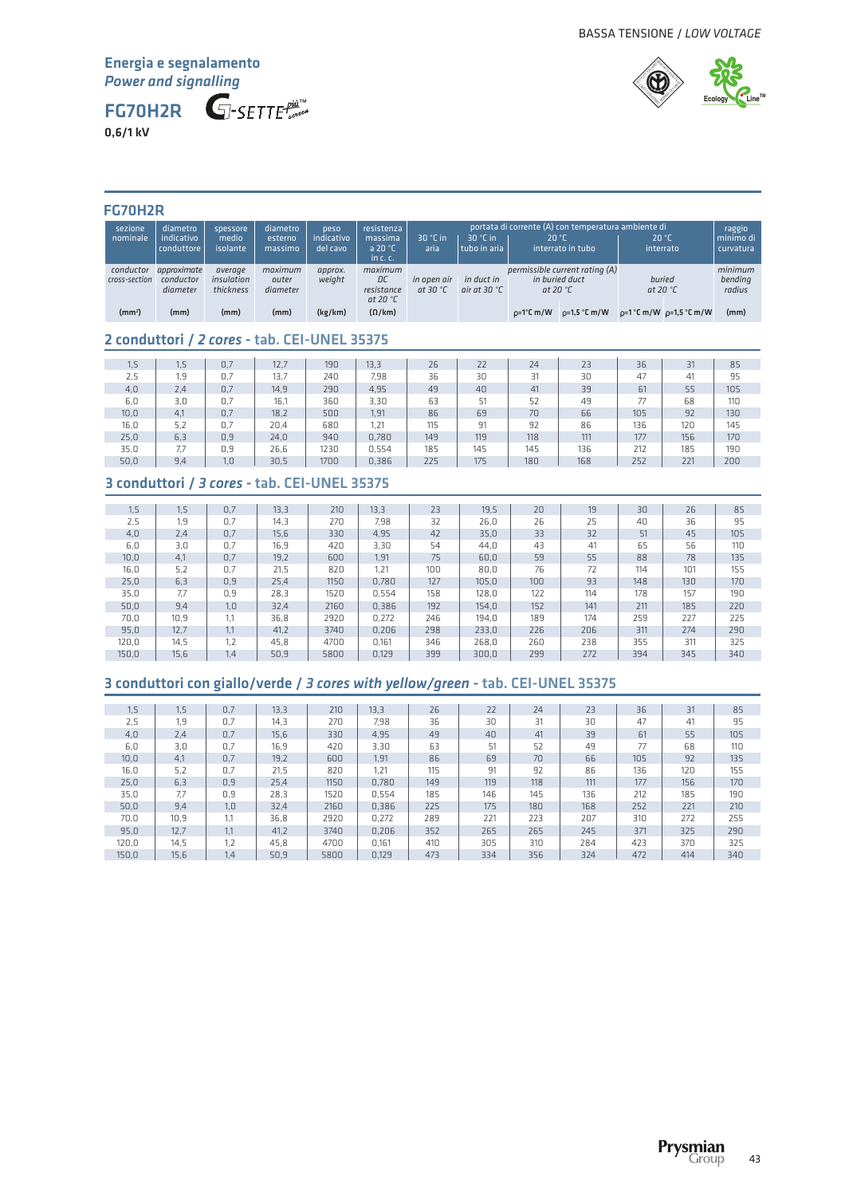## Energia e segnalamento
*Power and signalling*

# FG70H2R

G-SETTE più™ screen

**0,6/1 kV**

## FG70H2R

| sezione nominale | diametro indicativo conduttore | spessore medio isolante | diametro esterno massimo | peso indicativo del cavo | resistenza massima a 20 °C in c. c. | portata di corrente (A) con temperatura ambiente di | | | | | | raggio minimo di curvatura |
|---|---|---|---|---|---|---|---|---|---|---|---|---|
| | | | | | | 30 °C in aria | 30 °C in tubo in aria | 20 °C interrato in tubo | | 20 °C interrato | | |
| *conductor cross-section* | *approximate conductor diameter* | *average insulation thickness* | *maximum outer diameter* | *approx. weight* | *maximum DC resistance at 20 °C* | *in open air at 30 °C* | *in duct in air at 30 °C* | *permissible current rating (A) in buried duct at 20 °C* | | *buried at 20 °C* | | *minimum bending radius* |
| (mm²) | (mm) | (mm) | (mm) | (kg/km) | (Ω/km) | | | ρ=1 °C m/W | ρ=1,5 °C m/W | ρ=1 °C m/W | ρ=1,5 °C m/W | (mm) |

## 2 conduttori / *2 cores* - tab. CEI-UNEL 35375

| (mm²) | (mm) | (mm) | (mm) | (kg/km) | (Ω/km) | 30 °C aria | 30 °C tubo aria | interrato tubo ρ=1 | interrato tubo ρ=1,5 | interrato ρ=1 | interrato ρ=1,5 | (mm) |
|---|---|---|---|---|---|---|---|---|---|---|---|---|
| 1,5 | 1,5 | 0,7 | 12,7 | 190 | 13,3 | 26 | 22 | 24 | 23 | 36 | 31 | 85 |
| 2,5 | 1,9 | 0,7 | 13,7 | 240 | 7,98 | 36 | 30 | 31 | 30 | 47 | 41 | 95 |
| 4,0 | 2,4 | 0,7 | 14,9 | 290 | 4,95 | 49 | 40 | 41 | 39 | 61 | 55 | 105 |
| 6,0 | 3,0 | 0,7 | 16,1 | 360 | 3,30 | 63 | 51 | 52 | 49 | 77 | 68 | 110 |
| 10,0 | 4,1 | 0,7 | 18,2 | 500 | 1,91 | 86 | 69 | 70 | 66 | 105 | 92 | 130 |
| 16,0 | 5,2 | 0,7 | 20,4 | 680 | 1,21 | 115 | 91 | 92 | 86 | 136 | 120 | 145 |
| 25,0 | 6,3 | 0,9 | 24,0 | 940 | 0,780 | 149 | 119 | 118 | 111 | 177 | 156 | 170 |
| 35,0 | 7,7 | 0,9 | 26,6 | 1230 | 0,554 | 185 | 145 | 145 | 136 | 212 | 185 | 190 |
| 50,0 | 9,4 | 1,0 | 30,5 | 1700 | 0,386 | 225 | 175 | 180 | 168 | 252 | 221 | 200 |

## 3 conduttori / *3 cores* - tab. CEI-UNEL 35375

| (mm²) | (mm) | (mm) | (mm) | (kg/km) | (Ω/km) | 30 °C aria | 30 °C tubo aria | interrato tubo ρ=1 | interrato tubo ρ=1,5 | interrato ρ=1 | interrato ρ=1,5 | (mm) |
|---|---|---|---|---|---|---|---|---|---|---|---|---|
| 1,5 | 1,5 | 0,7 | 13,3 | 210 | 13,3 | 23 | 19,5 | 20 | 19 | 30 | 26 | 85 |
| 2,5 | 1,9 | 0,7 | 14,3 | 270 | 7,98 | 32 | 26,0 | 26 | 25 | 40 | 36 | 95 |
| 4,0 | 2,4 | 0,7 | 15,6 | 330 | 4,95 | 42 | 35,0 | 33 | 32 | 51 | 45 | 105 |
| 6,0 | 3,0 | 0,7 | 16,9 | 420 | 3,30 | 54 | 44,0 | 43 | 41 | 65 | 56 | 110 |
| 10,0 | 4,1 | 0,7 | 19,2 | 600 | 1,91 | 75 | 60,0 | 59 | 55 | 88 | 78 | 135 |
| 16,0 | 5,2 | 0,7 | 21,5 | 820 | 1,21 | 100 | 80,0 | 76 | 72 | 114 | 101 | 155 |
| 25,0 | 6,3 | 0,9 | 25,4 | 1150 | 0,780 | 127 | 105,0 | 100 | 93 | 148 | 130 | 170 |
| 35,0 | 7,7 | 0,9 | 28,3 | 1520 | 0,554 | 158 | 128,0 | 122 | 114 | 178 | 157 | 190 |
| 50,0 | 9,4 | 1,0 | 32,4 | 2160 | 0,386 | 192 | 154,0 | 152 | 141 | 211 | 185 | 220 |
| 70,0 | 10,9 | 1,1 | 36,8 | 2920 | 0,272 | 246 | 194,0 | 189 | 174 | 259 | 227 | 225 |
| 95,0 | 12,7 | 1,1 | 41,2 | 3740 | 0,206 | 298 | 233,0 | 226 | 206 | 311 | 274 | 290 |
| 120,0 | 14,5 | 1,2 | 45,8 | 4700 | 0,161 | 346 | 268,0 | 260 | 238 | 355 | 311 | 325 |
| 150,0 | 15,6 | 1,4 | 50,9 | 5800 | 0,129 | 399 | 300,0 | 299 | 272 | 394 | 345 | 340 |

## 3 conduttori con giallo/verde / *3 cores with yellow/green* - tab. CEI-UNEL 35375

| (mm²) | (mm) | (mm) | (mm) | (kg/km) | (Ω/km) | 30 °C aria | 30 °C tubo aria | interrato tubo ρ=1 | interrato tubo ρ=1,5 | interrato ρ=1 | interrato ρ=1,5 | (mm) |
|---|---|---|---|---|---|---|---|---|---|---|---|---|
| 1,5 | 1,5 | 0,7 | 13,3 | 210 | 13,3 | 26 | 22 | 24 | 23 | 36 | 31 | 85 |
| 2,5 | 1,9 | 0,7 | 14,3 | 270 | 7,98 | 36 | 30 | 31 | 30 | 47 | 41 | 95 |
| 4,0 | 2,4 | 0,7 | 15,6 | 330 | 4,95 | 49 | 40 | 41 | 39 | 61 | 55 | 105 |
| 6,0 | 3,0 | 0,7 | 16,9 | 420 | 3,30 | 63 | 51 | 52 | 49 | 77 | 68 | 110 |
| 10,0 | 4,1 | 0,7 | 19,2 | 600 | 1,91 | 86 | 69 | 70 | 66 | 105 | 92 | 135 |
| 16,0 | 5,2 | 0,7 | 21,5 | 820 | 1,21 | 115 | 91 | 92 | 86 | 136 | 120 | 155 |
| 25,0 | 6,3 | 0,9 | 25,4 | 1150 | 0,780 | 149 | 119 | 118 | 111 | 177 | 156 | 170 |
| 35,0 | 7,7 | 0,9 | 28,3 | 1520 | 0,554 | 185 | 146 | 145 | 136 | 212 | 185 | 190 |
| 50,0 | 9,4 | 1,0 | 32,4 | 2160 | 0,386 | 225 | 175 | 180 | 168 | 252 | 221 | 210 |
| 70,0 | 10,9 | 1,1 | 36,8 | 2920 | 0,272 | 289 | 221 | 223 | 207 | 310 | 272 | 255 |
| 95,0 | 12,7 | 1,1 | 41,2 | 3740 | 0,206 | 352 | 265 | 265 | 245 | 371 | 325 | 290 |
| 120,0 | 14,5 | 1,2 | 45,8 | 4700 | 0,161 | 410 | 305 | 310 | 284 | 423 | 370 | 325 |
| 150,0 | 15,6 | 1,4 | 50,9 | 5800 | 0,129 | 473 | 334 | 356 | 324 | 472 | 414 | 340 |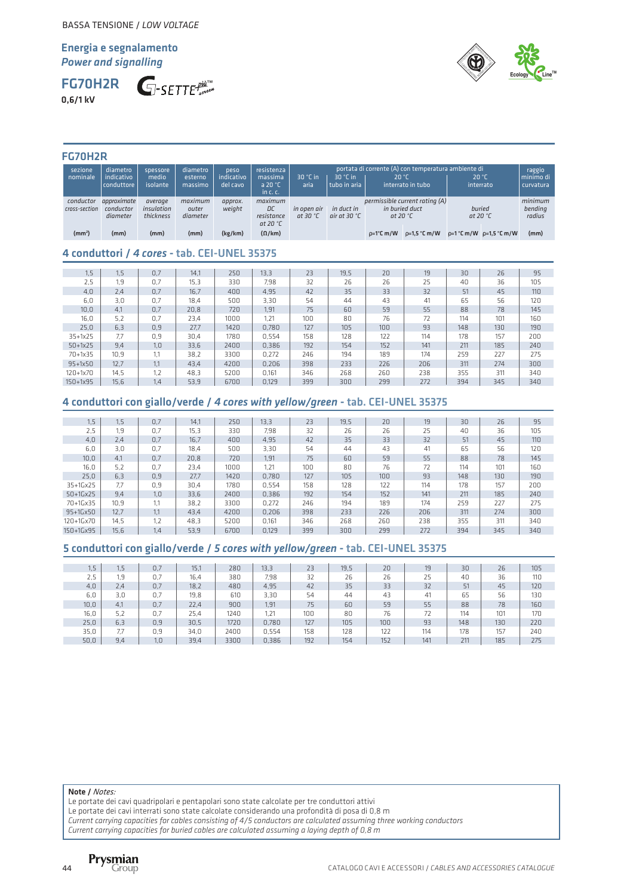BASSA TENSIONE / *LOW VOLTAGE*

**Energia e segnalamento**
***Power and signalling***

## FG70H2R

**0,6/1 kV**

G-SETTE più™ screen

## FG70H2R

| sezione nominale | diametro indicativo conduttore | spessore medio isolante | diametro esterno massimo | peso indicativo del cavo | resistenza massima a 20 °C in c. c. | 30 °C in aria | 30 °C in tubo in aria | portata di corrente (A) con temperatura ambiente di 20 °C interrato in tubo | | 20 °C interrato | | raggio minimo di curvatura |
|---|---|---|---|---|---|---|---|---|---|---|---|---|
| *conductor cross-section* | *approximate conductor diameter* | *average insulation thickness* | *maximum outer diameter* | *approx. weight* | *maximum DC resistance at 20 °C* | *in open air at 30 °C* | *in duct in air at 30 °C* | *permissible current rating (A) in buried duct at 20 °C* | | *buried at 20 °C* | | *minimum bending radius* |
| (mm²) | (mm) | (mm) | (mm) | (kg/km) | (Ω/km) | | | ρ=1°C m/W | ρ=1,5 °C m/W | ρ=1 °C m/W | ρ=1,5 °C m/W | (mm) |

### 4 conduttori / *4 cores* - tab. CEI-UNEL 35375

| | | | | | | | | | | | | |
|---|---|---|---|---|---|---|---|---|---|---|---|---|
| 1,5 | 1,5 | 0,7 | 14,1 | 250 | 13,3 | 23 | 19,5 | 20 | 19 | 30 | 26 | 95 |
| 2,5 | 1,9 | 0,7 | 15,3 | 330 | 7,98 | 32 | 26 | 26 | 25 | 40 | 36 | 105 |
| 4,0 | 2,4 | 0,7 | 16,7 | 400 | 4,95 | 42 | 35 | 33 | 32 | 51 | 45 | 110 |
| 6,0 | 3,0 | 0,7 | 18,4 | 500 | 3,30 | 54 | 44 | 43 | 41 | 65 | 56 | 120 |
| 10,0 | 4,1 | 0,7 | 20,8 | 720 | 1,91 | 75 | 60 | 59 | 55 | 88 | 78 | 145 |
| 16,0 | 5,2 | 0,7 | 23,4 | 1000 | 1,21 | 100 | 80 | 76 | 72 | 114 | 101 | 160 |
| 25,0 | 6,3 | 0,9 | 27,7 | 1420 | 0,780 | 127 | 105 | 100 | 93 | 148 | 130 | 190 |
| 35+1x25 | 7,7 | 0,9 | 30,4 | 1780 | 0,554 | 158 | 128 | 122 | 114 | 178 | 157 | 200 |
| 50+1x25 | 9,4 | 1,0 | 33,6 | 2400 | 0,386 | 192 | 154 | 152 | 141 | 211 | 185 | 240 |
| 70+1x35 | 10,9 | 1,1 | 38,2 | 3300 | 0,272 | 246 | 194 | 189 | 174 | 259 | 227 | 275 |
| 95+1x50 | 12,7 | 1,1 | 43,4 | 4200 | 0,206 | 398 | 233 | 226 | 206 | 311 | 274 | 300 |
| 120+1x70 | 14,5 | 1,2 | 48,3 | 5200 | 0,161 | 346 | 268 | 260 | 238 | 355 | 311 | 340 |
| 150+1x95 | 15,6 | 1,4 | 53,9 | 6700 | 0,129 | 399 | 300 | 299 | 272 | 394 | 345 | 340 |

### 4 conduttori con giallo/verde / *4 cores with yellow/green* - tab. CEI-UNEL 35375

| | | | | | | | | | | | | |
|---|---|---|---|---|---|---|---|---|---|---|---|---|
| 1,5 | 1,5 | 0,7 | 14,1 | 250 | 13,3 | 23 | 19,5 | 20 | 19 | 30 | 26 | 95 |
| 2,5 | 1,9 | 0,7 | 15,3 | 330 | 7,98 | 32 | 26 | 26 | 25 | 40 | 36 | 105 |
| 4,0 | 2,4 | 0,7 | 16,7 | 400 | 4,95 | 42 | 35 | 33 | 32 | 51 | 45 | 110 |
| 6,0 | 3,0 | 0,7 | 18,4 | 500 | 3,30 | 54 | 44 | 43 | 41 | 65 | 56 | 120 |
| 10,0 | 4,1 | 0,7 | 20,8 | 720 | 1,91 | 75 | 60 | 59 | 55 | 88 | 78 | 145 |
| 16,0 | 5,2 | 0,7 | 23,4 | 1000 | 1,21 | 100 | 80 | 76 | 72 | 114 | 101 | 160 |
| 25,0 | 6,3 | 0,9 | 27,7 | 1420 | 0,780 | 127 | 105 | 100 | 93 | 148 | 130 | 190 |
| 35+1Gx25 | 7,7 | 0,9 | 30,4 | 1780 | 0,554 | 158 | 128 | 122 | 114 | 178 | 157 | 200 |
| 50+1Gx25 | 9,4 | 1,0 | 33,6 | 2400 | 0,386 | 192 | 154 | 152 | 141 | 211 | 185 | 240 |
| 70+1Gx35 | 10,9 | 1,1 | 38,2 | 3300 | 0,272 | 246 | 194 | 189 | 174 | 259 | 227 | 275 |
| 95+1Gx50 | 12,7 | 1,1 | 43,4 | 4200 | 0,206 | 398 | 233 | 226 | 206 | 311 | 274 | 300 |
| 120+1Gx70 | 14,5 | 1,2 | 48,3 | 5200 | 0,161 | 346 | 268 | 260 | 238 | 355 | 311 | 340 |
| 150+1Gx95 | 15,6 | 1,4 | 53,9 | 6700 | 0,129 | 399 | 300 | 299 | 272 | 394 | 345 | 340 |

### 5 conduttori con giallo/verde / *5 cores with yellow/green* - tab. CEI-UNEL 35375

| | | | | | | | | | | | | |
|---|---|---|---|---|---|---|---|---|---|---|---|---|
| 1,5 | 1,5 | 0,7 | 15,1 | 280 | 13,3 | 23 | 19,5 | 20 | 19 | 30 | 26 | 105 |
| 2,5 | 1,9 | 0,7 | 16,4 | 380 | 7,98 | 32 | 26 | 26 | 25 | 40 | 36 | 110 |
| 4,0 | 2,4 | 0,7 | 18,2 | 480 | 4,95 | 42 | 35 | 33 | 32 | 51 | 45 | 120 |
| 6,0 | 3,0 | 0,7 | 19,8 | 610 | 3,30 | 54 | 44 | 43 | 41 | 65 | 56 | 130 |
| 10,0 | 4,1 | 0,7 | 22,4 | 900 | 1,91 | 75 | 60 | 59 | 55 | 88 | 78 | 160 |
| 16,0 | 5,2 | 0,7 | 25,4 | 1240 | 1,21 | 100 | 80 | 76 | 72 | 114 | 101 | 170 |
| 25,0 | 6,3 | 0,9 | 30,5 | 1720 | 0,780 | 127 | 105 | 100 | 93 | 148 | 130 | 220 |
| 35,0 | 7,7 | 0,9 | 34,0 | 2400 | 0,554 | 158 | 128 | 122 | 114 | 178 | 157 | 240 |
| 50,0 | 9,4 | 1,0 | 39,4 | 3300 | 0,386 | 192 | 154 | 152 | 141 | 211 | 185 | 275 |

**Note /** *Notes:*
Le portate dei cavi quadripolari e pentapolari sono state calcolate per tre conduttori attivi
Le portate dei cavi interrati sono state calcolate considerando una profondità di posa di 0,8 m
*Current carrying capacities for cables consisting of 4/5 conductors are calculated assuming three working conductors*
*Current carrying capacities for buried cables are calculated assuming a laying depth of 0,8 m*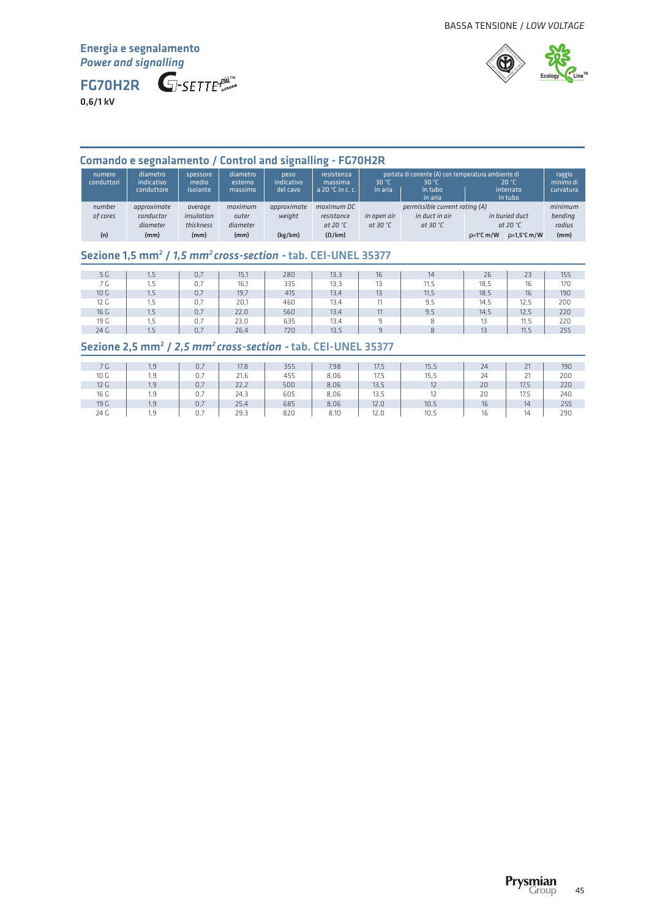## Energia e segnalamento
*Power and signalling*

**FG70H2R** G-SETTE più screen™

**0,6/1 kV**

## Comando e segnalamento / Control and signalling - FG70H2R

| numero conduttori | diametro indicativo conduttore | spessore medio isolante | diametro esterno massimo | peso indicativo del cavo | resistenza massima a 20 °C in c. c. | portata di corrente (A) con temperatura ambiente di 30 °C in aria | 30 °C in tubo in aria | 20 °C interrato in tubo | | raggio minimo di curvatura |
|---|---|---|---|---|---|---|---|---|---|---|
| *number of cores* | *approximate conductor diameter* | *average insulation thickness* | *maximum outer diameter* | *approximate weight* | *maximum DC resistance at 20 °C* | *permissible current rating (A)* *in open air at 30 °C* | *in duct in air at 30 °C* | *in buried duct at 20 °C* | | *minimum bending radius* |
| (n) | (mm) | (mm) | (mm) | (kg/km) | (Ω/km) | | | ρ=1°C m/W | ρ=1,5°C m/W | (mm) |

### Sezione 1,5 mm² / *1,5 mm² cross-section* - tab. CEI-UNEL 35377

| | | | | | | | | | | |
|---|---|---|---|---|---|---|---|---|---|---|
| 5 G | 1,5 | 0,7 | 15,1 | 280 | 13,3 | 16 | 14 | 26 | 23 | 155 |
| 7 G | 1,5 | 0,7 | 16,1 | 335 | 13,3 | 13 | 11,5 | 18,5 | 16 | 170 |
| 10 G | 1,5 | 0,7 | 19,7 | 415 | 13,4 | 13 | 11,5 | 18,5 | 16 | 190 |
| 12 G | 1,5 | 0,7 | 20,1 | 460 | 13,4 | 11 | 9,5 | 14,5 | 12,5 | 200 |
| 16 G | 1,5 | 0,7 | 22,0 | 560 | 13,4 | 11 | 9,5 | 14,5 | 12,5 | 220 |
| 19 G | 1,5 | 0,7 | 23,0 | 635 | 13,4 | 9 | 8 | 13 | 11,5 | 220 |
| 24 G | 1,5 | 0,7 | 26,4 | 720 | 13,5 | 9 | 8 | 13 | 11,5 | 255 |

### Sezione 2,5 mm² / *2,5 mm² cross-section* - tab. CEI-UNEL 35377

| | | | | | | | | | | |
|---|---|---|---|---|---|---|---|---|---|---|
| 7 G | 1,9 | 0,7 | 17,8 | 355 | 7,98 | 17,5 | 15,5 | 24 | 21 | 190 |
| 10 G | 1,9 | 0,7 | 21,6 | 455 | 8,06 | 17,5 | 15,5 | 24 | 21 | 200 |
| 12 G | 1,9 | 0,7 | 22,2 | 500 | 8,06 | 13,5 | 12 | 20 | 17,5 | 220 |
| 16 G | 1,9 | 0,7 | 24,3 | 605 | 8,06 | 13,5 | 12 | 20 | 17,5 | 240 |
| 19 G | 1,9 | 0,7 | 25,4 | 685 | 8,06 | 12,0 | 10,5 | 16 | 14 | 255 |
| 24 G | 1,9 | 0,7 | 29,3 | 820 | 8,10 | 12,0 | 10,5 | 16 | 14 | 290 |